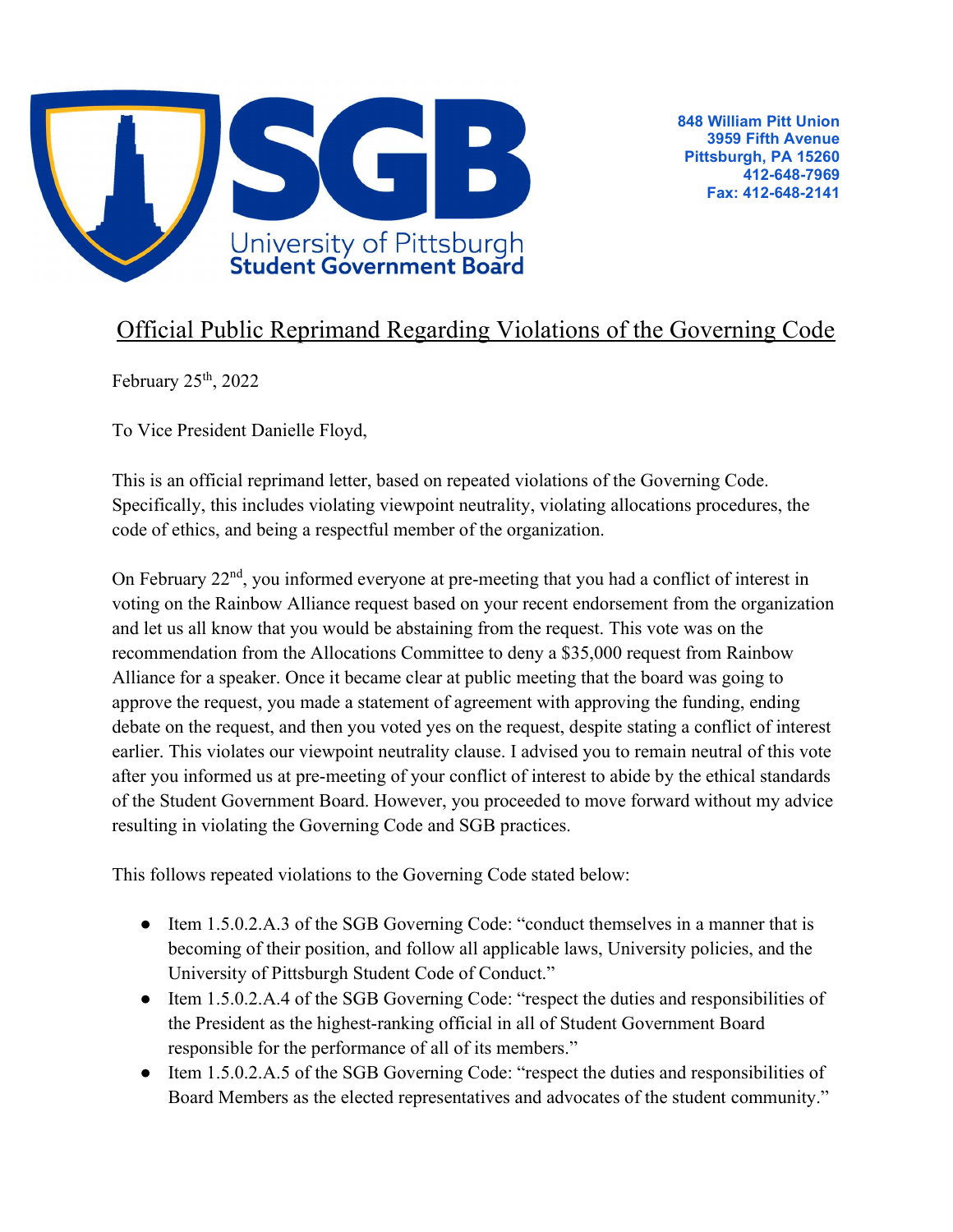University of Pittsburgh
Student Government Board

848 William Pitt Union
3959 Fifth Avenue
Pittsburgh, PA 15260
412-648-7969
Fax: 412-648-2141

# Official Public Reprimand Regarding Violations of the Governing Code

February 25th, 2022

To Vice President Danielle Floyd,

This is an official reprimand letter, based on repeated violations of the Governing Code. Specifically, this includes violating viewpoint neutrality, violating allocations procedures, the code of ethics, and being a respectful member of the organization.

On February 22nd, you informed everyone at pre-meeting that you had a conflict of interest in voting on the Rainbow Alliance request based on your recent endorsement from the organization and let us all know that you would be abstaining from the request. This vote was on the recommendation from the Allocations Committee to deny a $35,000 request from Rainbow Alliance for a speaker. Once it became clear at public meeting that the board was going to approve the request, you made a statement of agreement with approving the funding, ending debate on the request, and then you voted yes on the request, despite stating a conflict of interest earlier. This violates our viewpoint neutrality clause. I advised you to remain neutral of this vote after you informed us at pre-meeting of your conflict of interest to abide by the ethical standards of the Student Government Board. However, you proceeded to move forward without my advice resulting in violating the Governing Code and SGB practices.

This follows repeated violations to the Governing Code stated below:

- Item 1.5.0.2.A.3 of the SGB Governing Code: "conduct themselves in a manner that is becoming of their position, and follow all applicable laws, University policies, and the University of Pittsburgh Student Code of Conduct."
- Item 1.5.0.2.A.4 of the SGB Governing Code: "respect the duties and responsibilities of the President as the highest-ranking official in all of Student Government Board responsible for the performance of all of its members."
- Item 1.5.0.2.A.5 of the SGB Governing Code: "respect the duties and responsibilities of Board Members as the elected representatives and advocates of the student community."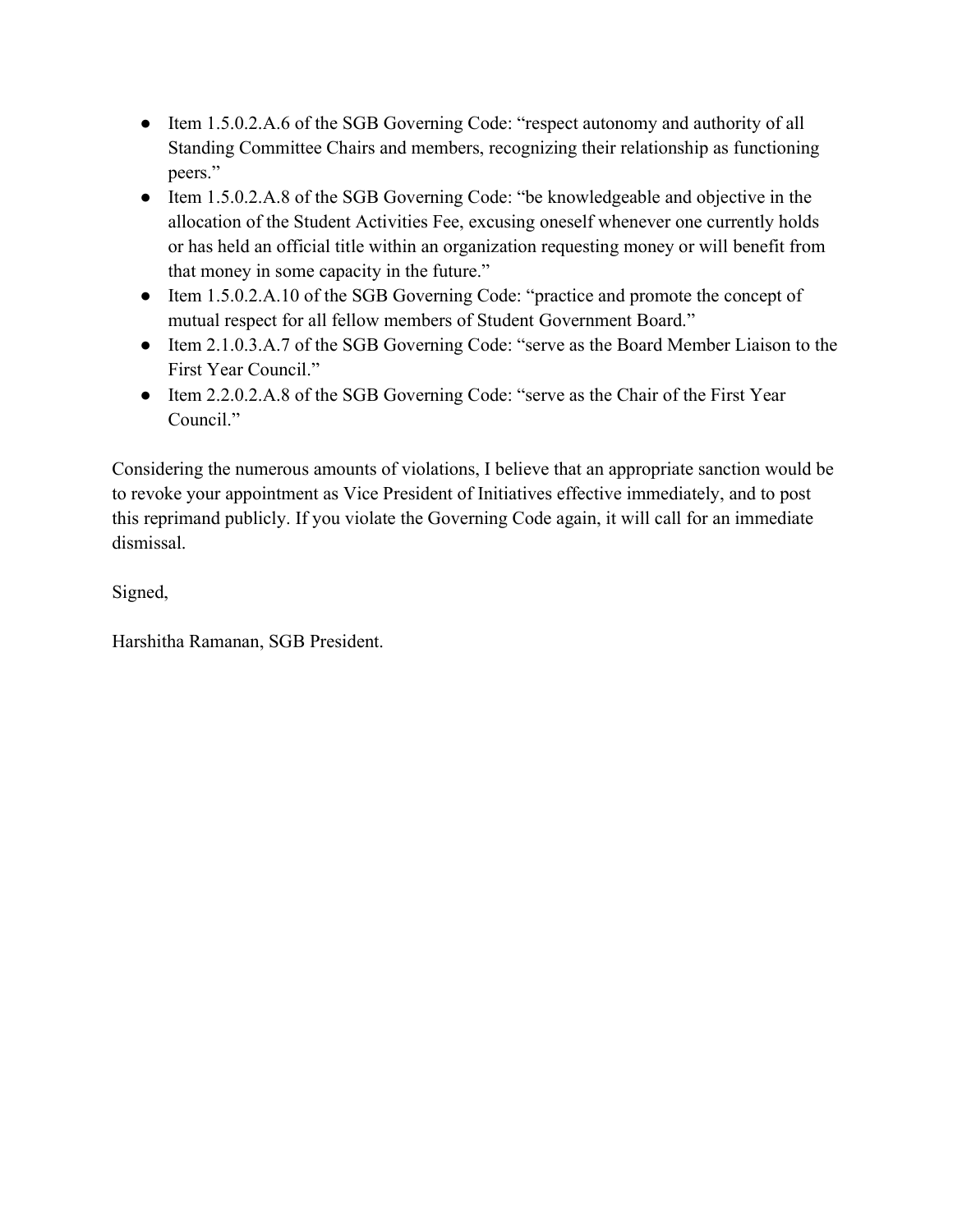- Item 1.5.0.2.A.6 of the SGB Governing Code: "respect autonomy and authority of all Standing Committee Chairs and members, recognizing their relationship as functioning peers."
- Item 1.5.0.2.A.8 of the SGB Governing Code: "be knowledgeable and objective in the allocation of the Student Activities Fee, excusing oneself whenever one currently holds or has held an official title within an organization requesting money or will benefit from that money in some capacity in the future."
- Item 1.5.0.2.A.10 of the SGB Governing Code: "practice and promote the concept of mutual respect for all fellow members of Student Government Board."
- Item 2.1.0.3.A.7 of the SGB Governing Code: "serve as the Board Member Liaison to the First Year Council."
- Item 2.2.0.2.A.8 of the SGB Governing Code: "serve as the Chair of the First Year Council."

Considering the numerous amounts of violations, I believe that an appropriate sanction would be to revoke your appointment as Vice President of Initiatives effective immediately, and to post this reprimand publicly. If you violate the Governing Code again, it will call for an immediate dismissal.

Signed,

Harshitha Ramanan, SGB President.